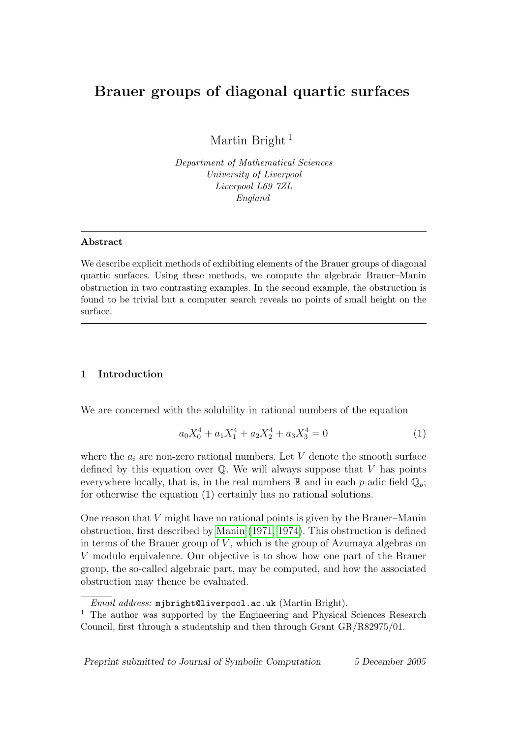# Brauer groups of diagonal quartic surfaces

Martin Bright [1]

*Department of Mathematical Sciences*
*University of Liverpool*
*Liverpool L69 7ZL*
*England*

---

**Abstract**

We describe explicit methods of exhibiting elements of the Brauer groups of diagonal quartic surfaces. Using these methods, we compute the algebraic Brauer–Manin obstruction in two contrasting examples. In the second example, the obstruction is found to be trivial but a computer search reveals no points of small height on the surface.

---

## 1 Introduction

We are concerned with the solubility in rational numbers of the equation

$$a_0 X_0^4 + a_1 X_1^4 + a_2 X_2^4 + a_3 X_3^4 = 0 \tag{1}$$

where the $a_i$ are non-zero rational numbers. Let $V$ denote the smooth surface defined by this equation over $\mathbb{Q}$. We will always suppose that $V$ has points everywhere locally, that is, in the real numbers $\mathbb{R}$ and in each $p$-adic field $\mathbb{Q}_p$; for otherwise the equation (1) certainly has no rational solutions.

One reason that $V$ might have no rational points is given by the Brauer–Manin obstruction, first described by Manin (1971, 1974). This obstruction is defined in terms of the Brauer group of $V$, which is the group of Azumaya algebras on $V$ modulo equivalence. Our objective is to show how one part of the Brauer group, the so-called algebraic part, may be computed, and how the associated obstruction may thence be evaluated.

*Email address:* mjbright@liverpool.ac.uk (Martin Bright).

[1] The author was supported by the Engineering and Physical Sciences Research Council, first through a studentship and then through Grant GR/R82975/01.

*Preprint submitted to Journal of Symbolic Computation* 5 December 2005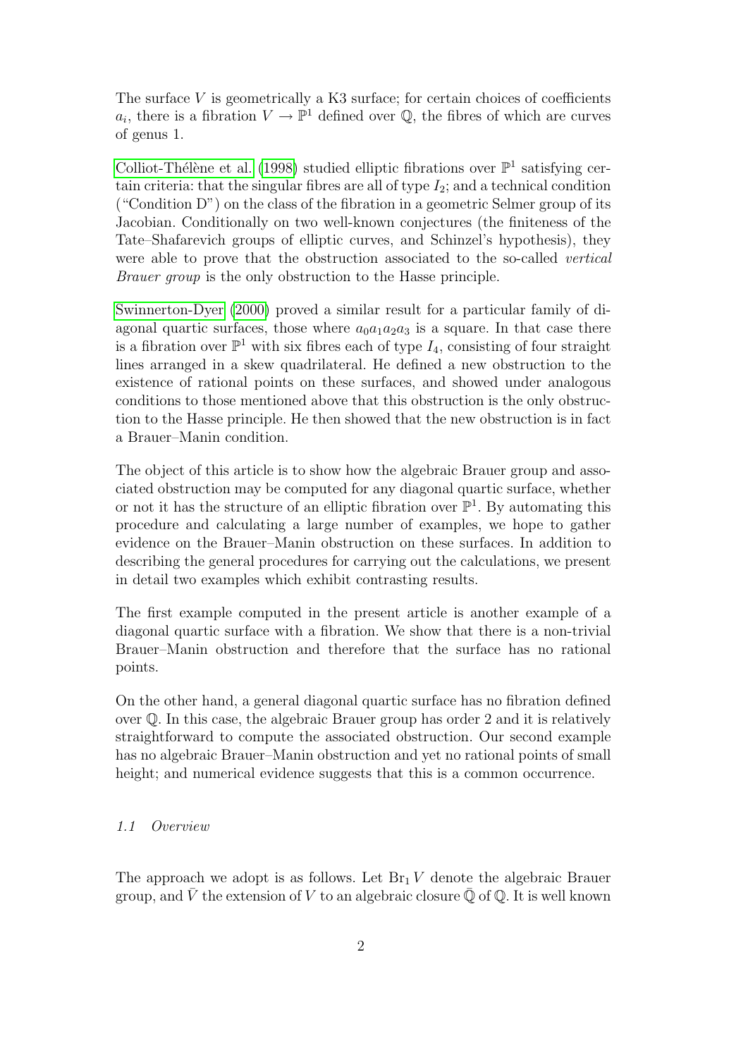The surface $V$ is geometrically a K3 surface; for certain choices of coefficients $a_i$, there is a fibration $V \to \mathbb{P}^1$ defined over $\mathbb{Q}$, the fibres of which are curves of genus 1.

Colliot-Thélène et al. (1998) studied elliptic fibrations over $\mathbb{P}^1$ satisfying certain criteria: that the singular fibres are all of type $I_2$; and a technical condition ("Condition D") on the class of the fibration in a geometric Selmer group of its Jacobian. Conditionally on two well-known conjectures (the finiteness of the Tate–Shafarevich groups of elliptic curves, and Schinzel's hypothesis), they were able to prove that the obstruction associated to the so-called *vertical Brauer group* is the only obstruction to the Hasse principle.

Swinnerton-Dyer (2000) proved a similar result for a particular family of diagonal quartic surfaces, those where $a_0a_1a_2a_3$ is a square. In that case there is a fibration over $\mathbb{P}^1$ with six fibres each of type $I_4$, consisting of four straight lines arranged in a skew quadrilateral. He defined a new obstruction to the existence of rational points on these surfaces, and showed under analogous conditions to those mentioned above that this obstruction is the only obstruction to the Hasse principle. He then showed that the new obstruction is in fact a Brauer–Manin condition.

The object of this article is to show how the algebraic Brauer group and associated obstruction may be computed for any diagonal quartic surface, whether or not it has the structure of an elliptic fibration over $\mathbb{P}^1$. By automating this procedure and calculating a large number of examples, we hope to gather evidence on the Brauer–Manin obstruction on these surfaces. In addition to describing the general procedures for carrying out the calculations, we present in detail two examples which exhibit contrasting results.

The first example computed in the present article is another example of a diagonal quartic surface with a fibration. We show that there is a non-trivial Brauer–Manin obstruction and therefore that the surface has no rational points.

On the other hand, a general diagonal quartic surface has no fibration defined over $\mathbb{Q}$. In this case, the algebraic Brauer group has order 2 and it is relatively straightforward to compute the associated obstruction. Our second example has no algebraic Brauer–Manin obstruction and yet no rational points of small height; and numerical evidence suggests that this is a common occurrence.

### *1.1 Overview*

The approach we adopt is as follows. Let $\mathrm{Br}_1 V$ denote the algebraic Brauer group, and $\bar{V}$ the extension of $V$ to an algebraic closure $\bar{\mathbb{Q}}$ of $\mathbb{Q}$. It is well known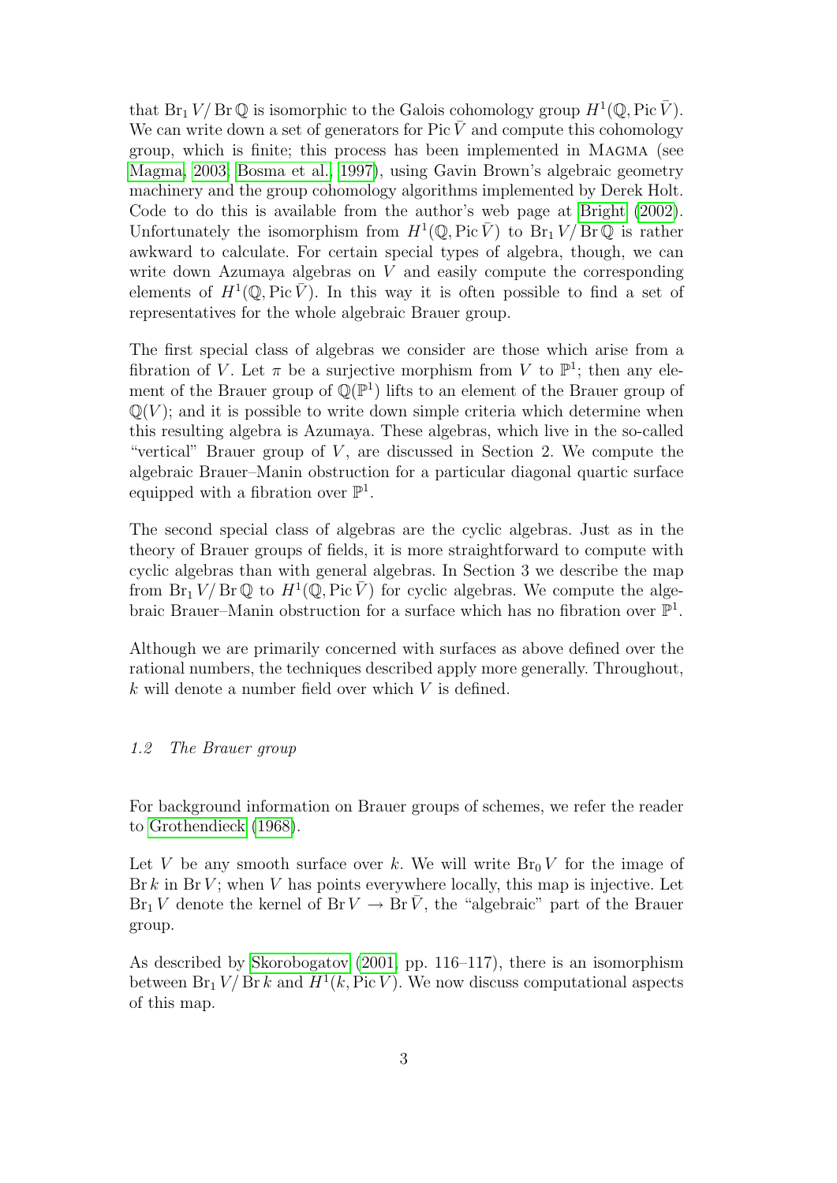that $\operatorname{Br}_1 V / \operatorname{Br} \mathbb{Q}$ is isomorphic to the Galois cohomology group $H^1(\mathbb{Q}, \operatorname{Pic} \bar{V})$. We can write down a set of generators for $\operatorname{Pic} \bar{V}$ and compute this cohomology group, which is finite; this process has been implemented in MAGMA (see Magma, 2003; Bosma et al., 1997), using Gavin Brown's algebraic geometry machinery and the group cohomology algorithms implemented by Derek Holt. Code to do this is available from the author's web page at Bright (2002). Unfortunately the isomorphism from $H^1(\mathbb{Q}, \operatorname{Pic} \bar{V})$ to $\operatorname{Br}_1 V / \operatorname{Br} \mathbb{Q}$ is rather awkward to calculate. For certain special types of algebra, though, we can write down Azumaya algebras on $V$ and easily compute the corresponding elements of $H^1(\mathbb{Q}, \operatorname{Pic} \bar{V})$. In this way it is often possible to find a set of representatives for the whole algebraic Brauer group.

The first special class of algebras we consider are those which arise from a fibration of $V$. Let $\pi$ be a surjective morphism from $V$ to $\mathbb{P}^1$; then any element of the Brauer group of $\mathbb{Q}(\mathbb{P}^1)$ lifts to an element of the Brauer group of $\mathbb{Q}(V)$; and it is possible to write down simple criteria which determine when this resulting algebra is Azumaya. These algebras, which live in the so-called "vertical" Brauer group of $V$, are discussed in Section 2. We compute the algebraic Brauer–Manin obstruction for a particular diagonal quartic surface equipped with a fibration over $\mathbb{P}^1$.

The second special class of algebras are the cyclic algebras. Just as in the theory of Brauer groups of fields, it is more straightforward to compute with cyclic algebras than with general algebras. In Section 3 we describe the map from $\operatorname{Br}_1 V / \operatorname{Br} \mathbb{Q}$ to $H^1(\mathbb{Q}, \operatorname{Pic} \bar{V})$ for cyclic algebras. We compute the algebraic Brauer–Manin obstruction for a surface which has no fibration over $\mathbb{P}^1$.

Although we are primarily concerned with surfaces as above defined over the rational numbers, the techniques described apply more generally. Throughout, $k$ will denote a number field over which $V$ is defined.

### *1.2 The Brauer group*

For background information on Brauer groups of schemes, we refer the reader to Grothendieck (1968).

Let $V$ be any smooth surface over $k$. We will write $\operatorname{Br}_0 V$ for the image of $\operatorname{Br} k$ in $\operatorname{Br} V$; when $V$ has points everywhere locally, this map is injective. Let $\operatorname{Br}_1 V$ denote the kernel of $\operatorname{Br} V \to \operatorname{Br} \bar{V}$, the "algebraic" part of the Brauer group.

As described by Skorobogatov (2001, pp. 116–117), there is an isomorphism between $\operatorname{Br}_1 V / \operatorname{Br} k$ and $H^1(k, \operatorname{Pic} \bar{V})$. We now discuss computational aspects of this map.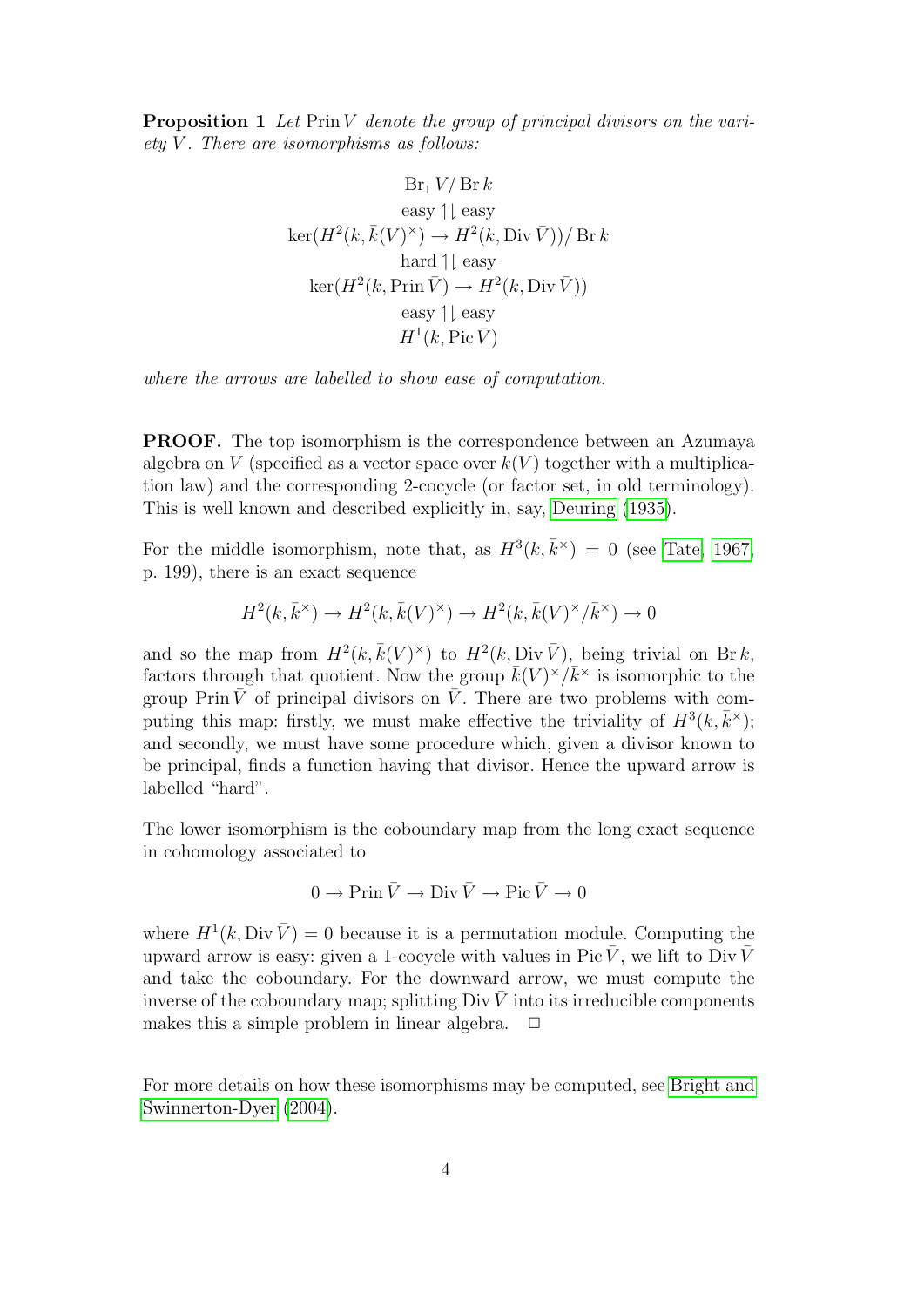**Proposition 1** *Let* $\operatorname{Prin} V$ *denote the group of principal divisors on the variety* $V$*. There are isomorphisms as follows:*

$$
\begin{array}{c}
\operatorname{Br}_1 V / \operatorname{Br} k \\
\text{easy} \uparrow\downarrow \text{easy} \\
\ker(H^2(k, \bar{k}(V)^\times) \to H^2(k, \operatorname{Div} \bar{V})) / \operatorname{Br} k \\
\text{hard} \uparrow\downarrow \text{easy} \\
\ker(H^2(k, \operatorname{Prin} \bar{V}) \to H^2(k, \operatorname{Div} \bar{V})) \\
\text{easy} \uparrow\downarrow \text{easy} \\
H^1(k, \operatorname{Pic} \bar{V})
\end{array}
$$

*where the arrows are labelled to show ease of computation.*

**PROOF.** The top isomorphism is the correspondence between an Azumaya algebra on $V$ (specified as a vector space over $k(V)$ together with a multiplication law) and the corresponding 2-cocycle (or factor set, in old terminology). This is well known and described explicitly in, say, Deuring (1935).

For the middle isomorphism, note that, as $H^3(k, \bar{k}^\times) = 0$ (see Tate, 1967, p. 199), there is an exact sequence

$$H^2(k, \bar{k}^\times) \to H^2(k, \bar{k}(V)^\times) \to H^2(k, \bar{k}(V)^\times / \bar{k}^\times) \to 0$$

and so the map from $H^2(k, \bar{k}(V)^\times)$ to $H^2(k, \operatorname{Div} \bar{V})$, being trivial on $\operatorname{Br} k$, factors through that quotient. Now the group $\bar{k}(V)^\times / \bar{k}^\times$ is isomorphic to the group $\operatorname{Prin} \bar{V}$ of principal divisors on $\bar{V}$. There are two problems with computing this map: firstly, we must make effective the triviality of $H^3(k, \bar{k}^\times)$; and secondly, we must have some procedure which, given a divisor known to be principal, finds a function having that divisor. Hence the upward arrow is labelled "hard".

The lower isomorphism is the coboundary map from the long exact sequence in cohomology associated to

$$0 \to \operatorname{Prin} \bar{V} \to \operatorname{Div} \bar{V} \to \operatorname{Pic} \bar{V} \to 0$$

where $H^1(k, \operatorname{Div} \bar{V}) = 0$ because it is a permutation module. Computing the upward arrow is easy: given a 1-cocycle with values in $\operatorname{Pic} \bar{V}$, we lift to $\operatorname{Div} \bar{V}$ and take the coboundary. For the downward arrow, we must compute the inverse of the coboundary map; splitting $\operatorname{Div} \bar{V}$ into its irreducible components makes this a simple problem in linear algebra. □

For more details on how these isomorphisms may be computed, see Bright and Swinnerton-Dyer (2004).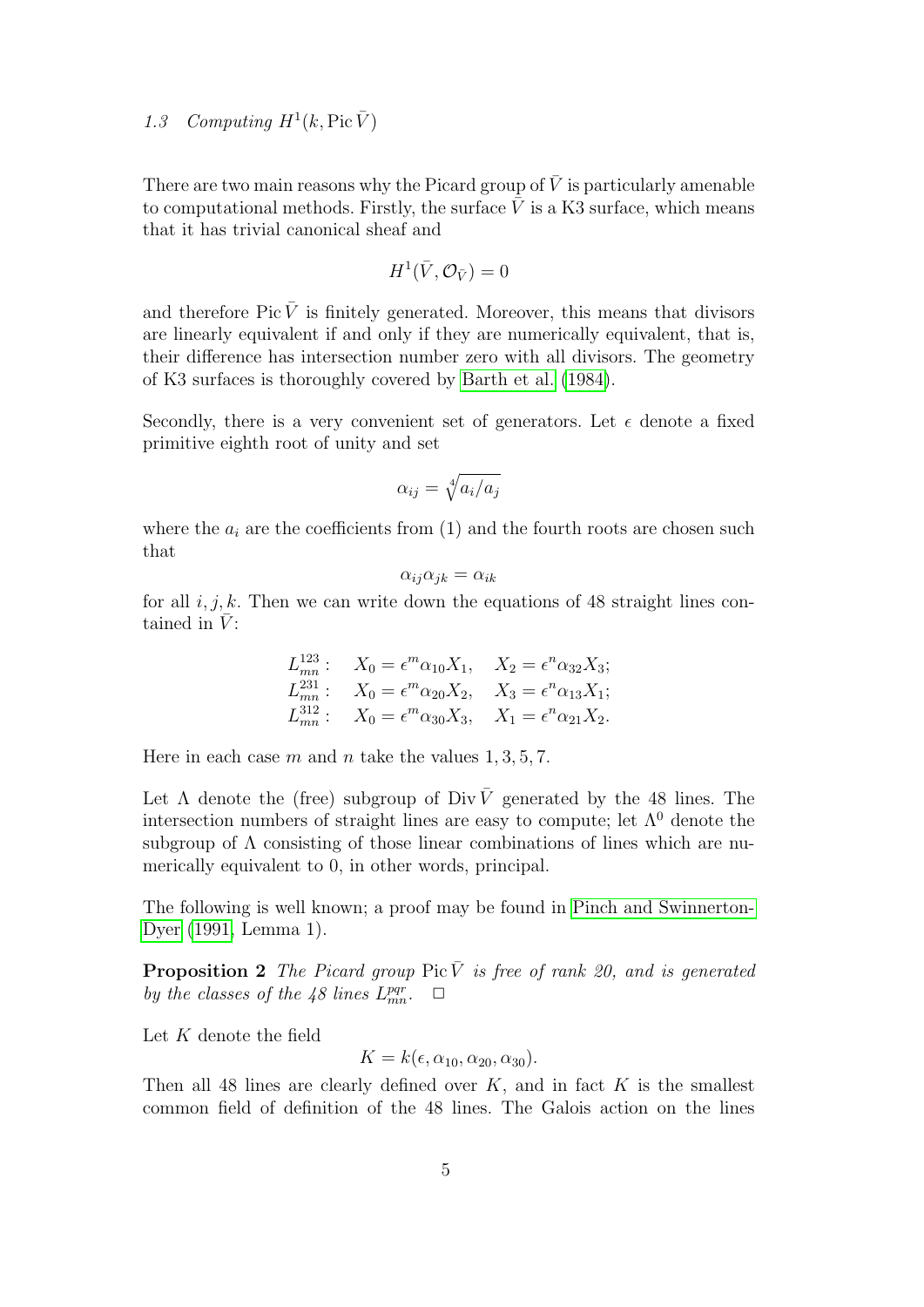### 1.3 Computing $H^1(k, \operatorname{Pic} \bar{V})$

There are two main reasons why the Picard group of $\bar{V}$ is particularly amenable to computational methods. Firstly, the surface $\bar{V}$ is a K3 surface, which means that it has trivial canonical sheaf and

$$H^1(\bar{V}, \mathcal{O}_{\bar{V}}) = 0$$

and therefore $\operatorname{Pic} \bar{V}$ is finitely generated. Moreover, this means that divisors are linearly equivalent if and only if they are numerically equivalent, that is, their difference has intersection number zero with all divisors. The geometry of K3 surfaces is thoroughly covered by Barth et al. (1984).

Secondly, there is a very convenient set of generators. Let $\epsilon$ denote a fixed primitive eighth root of unity and set

$$\alpha_{ij} = \sqrt[4]{a_i/a_j}$$

where the $a_i$ are the coefficients from (1) and the fourth roots are chosen such that

$$\alpha_{ij}\alpha_{jk} = \alpha_{ik}$$

for all $i, j, k$. Then we can write down the equations of 48 straight lines contained in $\bar{V}$:

$$\begin{aligned}
L^{123}_{mn}: &\quad X_0 = \epsilon^m \alpha_{10} X_1, \quad X_2 = \epsilon^n \alpha_{32} X_3; \\
L^{231}_{mn}: &\quad X_0 = \epsilon^m \alpha_{20} X_2, \quad X_3 = \epsilon^n \alpha_{13} X_1; \\
L^{312}_{mn}: &\quad X_0 = \epsilon^m \alpha_{30} X_3, \quad X_1 = \epsilon^n \alpha_{21} X_2.
\end{aligned}$$

Here in each case $m$ and $n$ take the values $1, 3, 5, 7$.

Let $\Lambda$ denote the (free) subgroup of $\operatorname{Div} \bar{V}$ generated by the 48 lines. The intersection numbers of straight lines are easy to compute; let $\Lambda^0$ denote the subgroup of $\Lambda$ consisting of those linear combinations of lines which are numerically equivalent to 0, in other words, principal.

The following is well known; a proof may be found in Pinch and Swinnerton-Dyer (1991, Lemma 1).

**Proposition 2** *The Picard group* $\operatorname{Pic} \bar{V}$ *is free of rank 20, and is generated by the classes of the 48 lines* $L^{pqr}_{mn}$. $\square$

Let $K$ denote the field

$$K = k(\epsilon, \alpha_{10}, \alpha_{20}, \alpha_{30}).$$

Then all 48 lines are clearly defined over $K$, and in fact $K$ is the smallest common field of definition of the 48 lines. The Galois action on the lines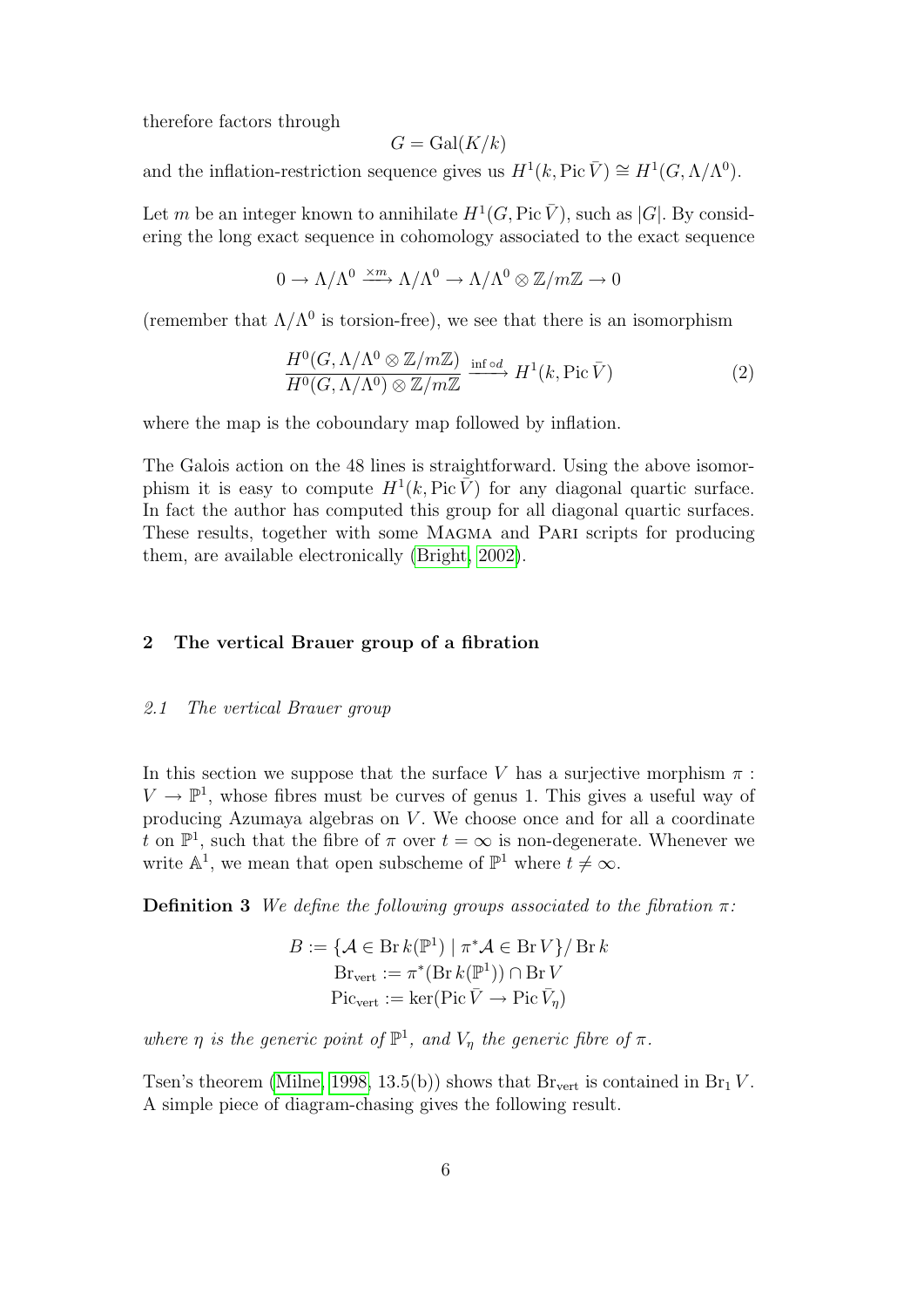therefore factors through

$$G = \mathrm{Gal}(K/k)$$

and the inflation-restriction sequence gives us $H^1(k, \mathrm{Pic}\,\bar{V}) \cong H^1(G, \Lambda/\Lambda^0)$.

Let $m$ be an integer known to annihilate $H^1(G, \mathrm{Pic}\,\bar{V})$, such as $|G|$. By considering the long exact sequence in cohomology associated to the exact sequence

$$0 \to \Lambda/\Lambda^0 \xrightarrow{\times m} \Lambda/\Lambda^0 \to \Lambda/\Lambda^0 \otimes \mathbb{Z}/m\mathbb{Z} \to 0$$

(remember that $\Lambda/\Lambda^0$ is torsion-free), we see that there is an isomorphism

$$\frac{H^0(G, \Lambda/\Lambda^0 \otimes \mathbb{Z}/m\mathbb{Z})}{H^0(G, \Lambda/\Lambda^0) \otimes \mathbb{Z}/m\mathbb{Z}} \xrightarrow{\mathrm{inf} \circ d} H^1(k, \mathrm{Pic}\,\bar{V}) \tag{2}$$

where the map is the coboundary map followed by inflation.

The Galois action on the 48 lines is straightforward. Using the above isomorphism it is easy to compute $H^1(k, \mathrm{Pic}\,\bar{V})$ for any diagonal quartic surface. In fact the author has computed this group for all diagonal quartic surfaces. These results, together with some Magma and Pari scripts for producing them, are available electronically (Bright, 2002).

## 2 The vertical Brauer group of a fibration

### 2.1 The vertical Brauer group

In this section we suppose that the surface $V$ has a surjective morphism $\pi : V \to \mathbb{P}^1$, whose fibres must be curves of genus 1. This gives a useful way of producing Azumaya algebras on $V$. We choose once and for all a coordinate $t$ on $\mathbb{P}^1$, such that the fibre of $\pi$ over $t = \infty$ is non-degenerate. Whenever we write $\mathbb{A}^1$, we mean that open subscheme of $\mathbb{P}^1$ where $t \neq \infty$.

**Definition 3** *We define the following groups associated to the fibration $\pi$:*

$$B := \{\mathcal{A} \in \mathrm{Br}\, k(\mathbb{P}^1) \mid \pi^*\mathcal{A} \in \mathrm{Br}\, V\} / \mathrm{Br}\, k$$
$$\mathrm{Br}_{\mathrm{vert}} := \pi^*(\mathrm{Br}\, k(\mathbb{P}^1)) \cap \mathrm{Br}\, V$$
$$\mathrm{Pic}_{\mathrm{vert}} := \ker(\mathrm{Pic}\,\bar{V} \to \mathrm{Pic}\,\bar{V}_\eta)$$

*where $\eta$ is the generic point of $\mathbb{P}^1$, and $V_\eta$ the generic fibre of $\pi$.*

Tsen's theorem (Milne, 1998, 13.5(b)) shows that $\mathrm{Br}_{\mathrm{vert}}$ is contained in $\mathrm{Br}_1 V$. A simple piece of diagram-chasing gives the following result.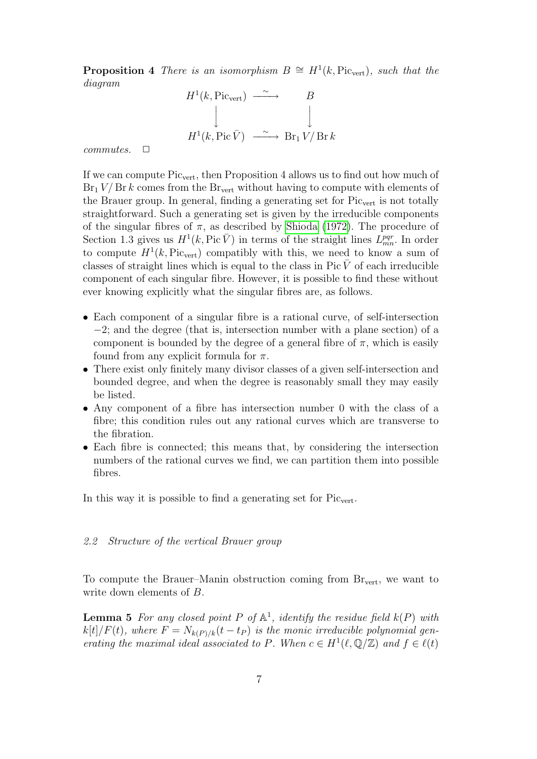**Proposition 4** *There is an isomorphism $B \cong H^1(k, \mathrm{Pic}_{\mathrm{vert}})$, such that the diagram*

$$\begin{array}{ccc} H^1(k, \mathrm{Pic}_{\mathrm{vert}}) & \xrightarrow{\sim} & B \\ \downarrow & & \downarrow \\ H^1(k, \mathrm{Pic}\,\bar{V}) & \xrightarrow{\sim} & \mathrm{Br}_1 V / \mathrm{Br}\, k \end{array}$$

*commutes.* □

If we can compute $\mathrm{Pic}_{\mathrm{vert}}$, then Proposition 4 allows us to find out how much of $\mathrm{Br}_1 V/\mathrm{Br}\,k$ comes from the $\mathrm{Br}_{\mathrm{vert}}$ without having to compute with elements of the Brauer group. In general, finding a generating set for $\mathrm{Pic}_{\mathrm{vert}}$ is not totally straightforward. Such a generating set is given by the irreducible components of the singular fibres of $\pi$, as described by Shioda (1972). The procedure of Section 1.3 gives us $H^1(k, \mathrm{Pic}\,\bar{V})$ in terms of the straight lines $L^{pqr}_{mn}$. In order to compute $H^1(k, \mathrm{Pic}_{\mathrm{vert}})$ compatibly with this, we need to know a sum of classes of straight lines which is equal to the class in $\mathrm{Pic}\,\bar{V}$ of each irreducible component of each singular fibre. However, it is possible to find these without ever knowing explicitly what the singular fibres are, as follows.

- Each component of a singular fibre is a rational curve, of self-intersection $-2$; and the degree (that is, intersection number with a plane section) of a component is bounded by the degree of a general fibre of $\pi$, which is easily found from any explicit formula for $\pi$.
- There exist only finitely many divisor classes of a given self-intersection and bounded degree, and when the degree is reasonably small they may easily be listed.
- Any component of a fibre has intersection number 0 with the class of a fibre; this condition rules out any rational curves which are transverse to the fibration.
- Each fibre is connected; this means that, by considering the intersection numbers of the rational curves we find, we can partition them into possible fibres.

In this way it is possible to find a generating set for $\mathrm{Pic}_{\mathrm{vert}}$.

### *2.2 Structure of the vertical Brauer group*

To compute the Brauer–Manin obstruction coming from $\mathrm{Br}_{\mathrm{vert}}$, we want to write down elements of $B$.

**Lemma 5** *For any closed point $P$ of $\mathbb{A}^1$, identify the residue field $k(P)$ with $k[t]/F(t)$, where $F = N_{k(P)/k}(t - t_P)$ is the monic irreducible polynomial generating the maximal ideal associated to $P$. When $c \in H^1(\ell, \mathbb{Q}/\mathbb{Z})$ and $f \in \ell(t)$*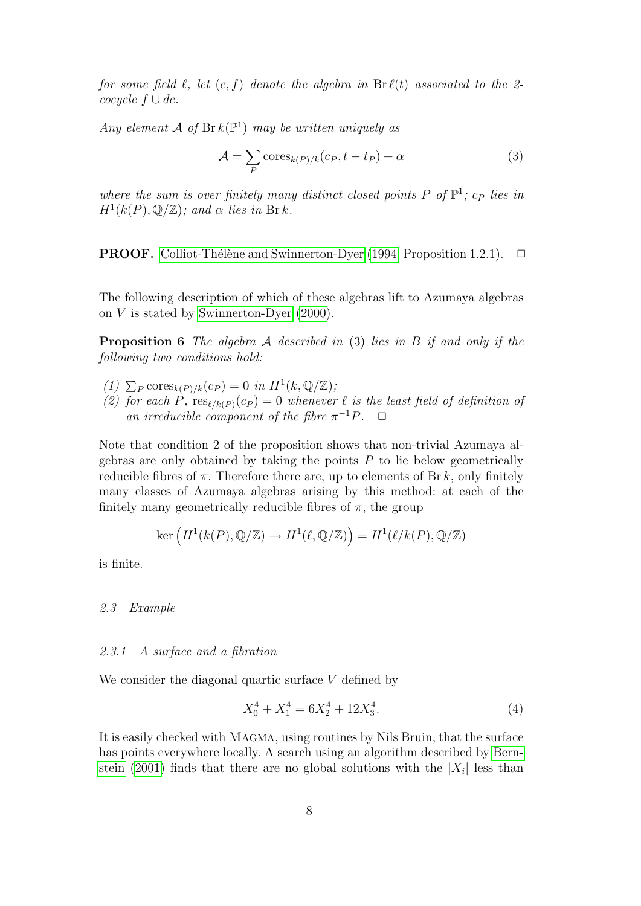*for some field $\ell$, let $(c, f)$ denote the algebra in $\operatorname{Br} \ell(t)$ associated to the 2-cocycle $f \cup dc$.*

*Any element $\mathcal{A}$ of $\operatorname{Br} k(\mathbb{P}^1)$ may be written uniquely as*

$$\mathcal{A} = \sum_P \operatorname{cores}_{k(P)/k}(c_P, t - t_P) + \alpha \tag{3}$$

*where the sum is over finitely many distinct closed points $P$ of $\mathbb{P}^1$; $c_P$ lies in $H^1(k(P), \mathbb{Q}/\mathbb{Z})$; and $\alpha$ lies in $\operatorname{Br} k$.*

**PROOF.** Colliot-Thélène and Swinnerton-Dyer (1994, Proposition 1.2.1). □

The following description of which of these algebras lift to Azumaya algebras on $V$ is stated by Swinnerton-Dyer (2000).

**Proposition 6** *The algebra $\mathcal{A}$ described in* (3) *lies in $B$ if and only if the following two conditions hold:*

*(1) $\sum_P \operatorname{cores}_{k(P)/k}(c_P) = 0$ in $H^1(k, \mathbb{Q}/\mathbb{Z})$;*
*(2) for each $P$, $\operatorname{res}_{\ell/k(P)}(c_P) = 0$ whenever $\ell$ is the least field of definition of an irreducible component of the fibre $\pi^{-1}P$.* □

Note that condition 2 of the proposition shows that non-trivial Azumaya algebras are only obtained by taking the points $P$ to lie below geometrically reducible fibres of $\pi$. Therefore there are, up to elements of $\operatorname{Br} k$, only finitely many classes of Azumaya algebras arising by this method: at each of the finitely many geometrically reducible fibres of $\pi$, the group

$$\ker\left(H^1(k(P), \mathbb{Q}/\mathbb{Z}) \to H^1(\ell, \mathbb{Q}/\mathbb{Z})\right) = H^1(\ell/k(P), \mathbb{Q}/\mathbb{Z})$$

is finite.

### *2.3 Example*

#### *2.3.1 A surface and a fibration*

We consider the diagonal quartic surface $V$ defined by

$$X_0^4 + X_1^4 = 6X_2^4 + 12X_3^4. \tag{4}$$

It is easily checked with MAGMA, using routines by Nils Bruin, that the surface has points everywhere locally. A search using an algorithm described by Bernstein (2001) finds that there are no global solutions with the $|X_i|$ less than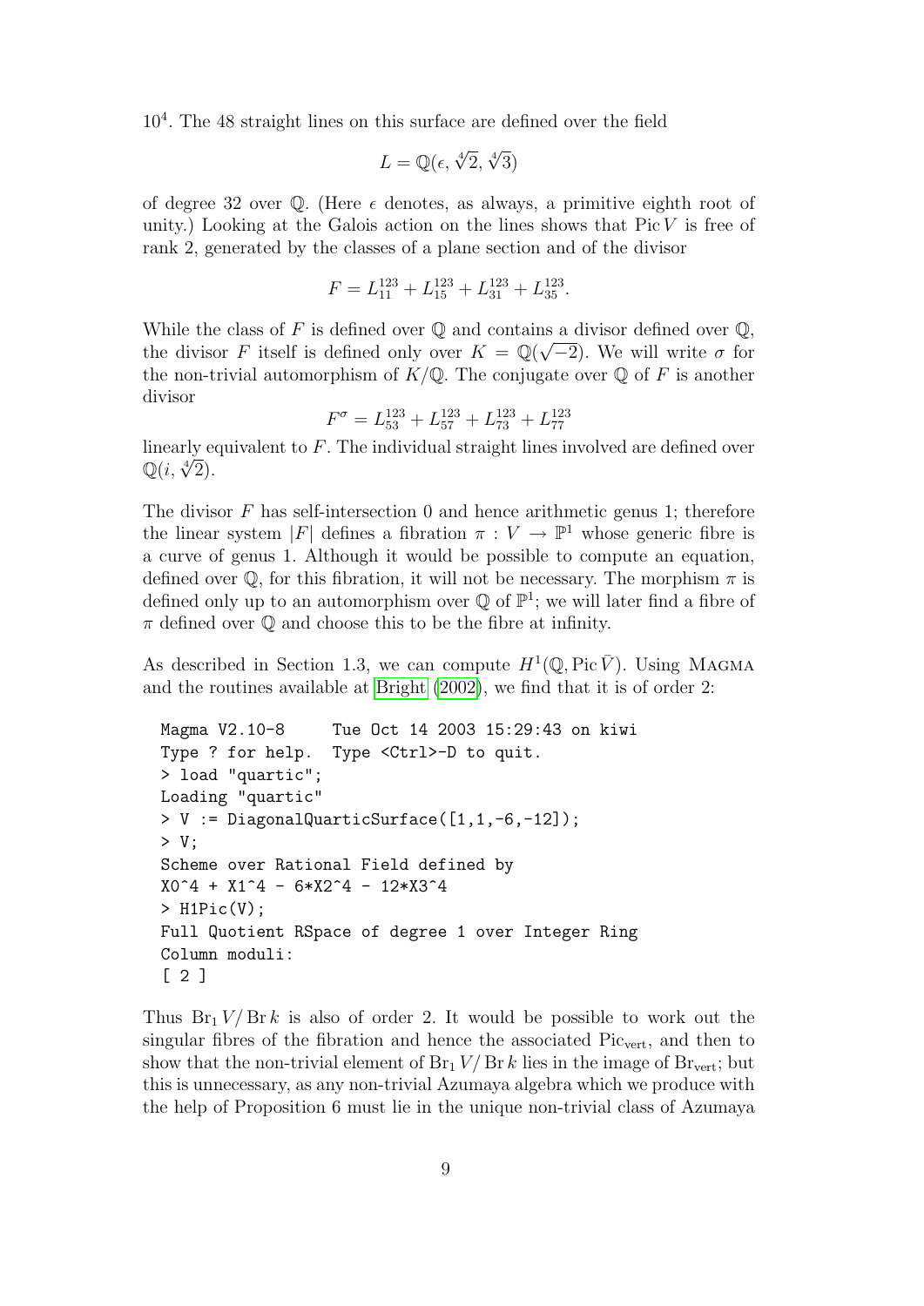$10^4$. The 48 straight lines on this surface are defined over the field

$$L = \mathbb{Q}(\epsilon, \sqrt[4]{2}, \sqrt[4]{3})$$

of degree 32 over $\mathbb{Q}$. (Here $\epsilon$ denotes, as always, a primitive eighth root of unity.) Looking at the Galois action on the lines shows that $\operatorname{Pic} V$ is free of rank 2, generated by the classes of a plane section and of the divisor

$$F = L_{11}^{123} + L_{15}^{123} + L_{31}^{123} + L_{35}^{123}.$$

While the class of $F$ is defined over $\mathbb{Q}$ and contains a divisor defined over $\mathbb{Q}$, the divisor $F$ itself is defined only over $K = \mathbb{Q}(\sqrt{-2})$. We will write $\sigma$ for the non-trivial automorphism of $K/\mathbb{Q}$. The conjugate over $\mathbb{Q}$ of $F$ is another divisor

$$F^\sigma = L_{53}^{123} + L_{57}^{123} + L_{73}^{123} + L_{77}^{123}$$

linearly equivalent to $F$. The individual straight lines involved are defined over $\mathbb{Q}(i, \sqrt[4]{2})$.

The divisor $F$ has self-intersection 0 and hence arithmetic genus 1; therefore the linear system $|F|$ defines a fibration $\pi : V \to \mathbb{P}^1$ whose generic fibre is a curve of genus 1. Although it would be possible to compute an equation, defined over $\mathbb{Q}$, for this fibration, it will not be necessary. The morphism $\pi$ is defined only up to an automorphism over $\mathbb{Q}$ of $\mathbb{P}^1$; we will later find a fibre of $\pi$ defined over $\mathbb{Q}$ and choose this to be the fibre at infinity.

As described in Section 1.3, we can compute $H^1(\mathbb{Q}, \operatorname{Pic} \bar{V})$. Using MAGMA and the routines available at Bright (2002), we find that it is of order 2:

```
Magma V2.10-8     Tue Oct 14 2003 15:29:43 on kiwi
Type ? for help.  Type <Ctrl>-D to quit.
> load "quartic";
Loading "quartic"
> V := DiagonalQuarticSurface([1,1,-6,-12]);
> V;
Scheme over Rational Field defined by
X0^4 + X1^4 - 6*X2^4 - 12*X3^4
> H1Pic(V);
Full Quotient RSpace of degree 1 over Integer Ring
Column moduli:
[ 2 ]
```

Thus $\operatorname{Br}_1 V / \operatorname{Br} k$ is also of order 2. It would be possible to work out the singular fibres of the fibration and hence the associated $\operatorname{Pic}_{\mathrm{vert}}$, and then to show that the non-trivial element of $\operatorname{Br}_1 V / \operatorname{Br} k$ lies in the image of $\operatorname{Br}_{\mathrm{vert}}$; but this is unnecessary, as any non-trivial Azumaya algebra which we produce with the help of Proposition 6 must lie in the unique non-trivial class of Azumaya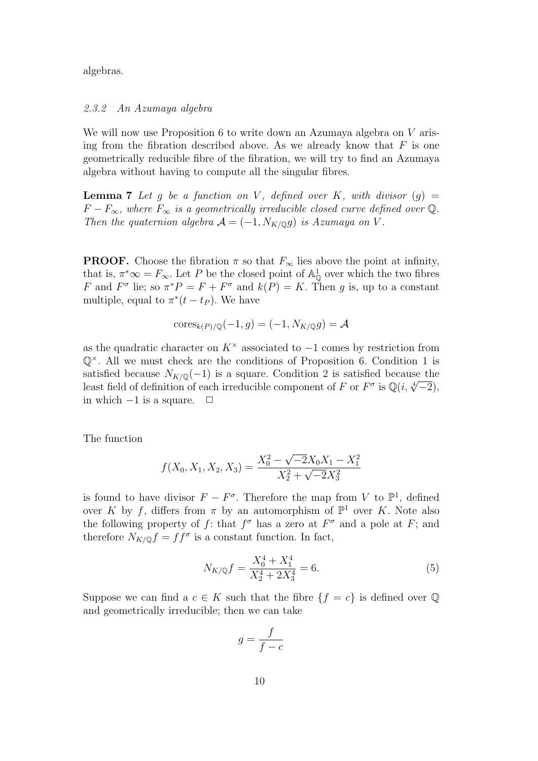algebras.

### 2.3.2 An Azumaya algebra

We will now use Proposition 6 to write down an Azumaya algebra on $V$ arising from the fibration described above. As we already know that $F$ is one geometrically reducible fibre of the fibration, we will try to find an Azumaya algebra without having to compute all the singular fibres.

**Lemma 7** *Let $g$ be a function on $V$, defined over $K$, with divisor $(g) = F - F_\infty$, where $F_\infty$ is a geometrically irreducible closed curve defined over $\mathbb{Q}$. Then the quaternion algebra $\mathcal{A} = (-1, N_{K/\mathbb{Q}}g)$ is Azumaya on $V$.*

**PROOF.** Choose the fibration $\pi$ so that $F_\infty$ lies above the point at infinity, that is, $\pi^*\infty = F_\infty$. Let $P$ be the closed point of $\mathbb{A}^1_{\mathbb{Q}}$ over which the two fibres $F$ and $F^\sigma$ lie; so $\pi^*P = F + F^\sigma$ and $k(P) = K$. Then $g$ is, up to a constant multiple, equal to $\pi^*(t - t_P)$. We have

$$\mathrm{cores}_{k(P)/\mathbb{Q}}(-1, g) = (-1, N_{K/\mathbb{Q}}g) = \mathcal{A}$$

as the quadratic character on $K^\times$ associated to $-1$ comes by restriction from $\mathbb{Q}^\times$. All we must check are the conditions of Proposition 6. Condition 1 is satisfied because $N_{K/\mathbb{Q}}(-1)$ is a square. Condition 2 is satisfied because the least field of definition of each irreducible component of $F$ or $F^\sigma$ is $\mathbb{Q}(i, \sqrt[4]{-2})$, in which $-1$ is a square. $\square$

The function

$$f(X_0, X_1, X_2, X_3) = \frac{X_0^2 - \sqrt{-2}X_0X_1 - X_1^2}{X_2^2 + \sqrt{-2}X_3^2}$$

is found to have divisor $F - F^\sigma$. Therefore the map from $V$ to $\mathbb{P}^1$, defined over $K$ by $f$, differs from $\pi$ by an automorphism of $\mathbb{P}^1$ over $K$. Note also the following property of $f$: that $f^\sigma$ has a zero at $F^\sigma$ and a pole at $F$; and therefore $N_{K/\mathbb{Q}}f = ff^\sigma$ is a constant function. In fact,

$$N_{K/\mathbb{Q}}f = \frac{X_0^4 + X_1^4}{X_2^4 + 2X_3^4} = 6. \tag{5}$$

Suppose we can find a $c \in K$ such that the fibre $\{f = c\}$ is defined over $\mathbb{Q}$ and geometrically irreducible; then we can take

$$g = \frac{f}{f - c}$$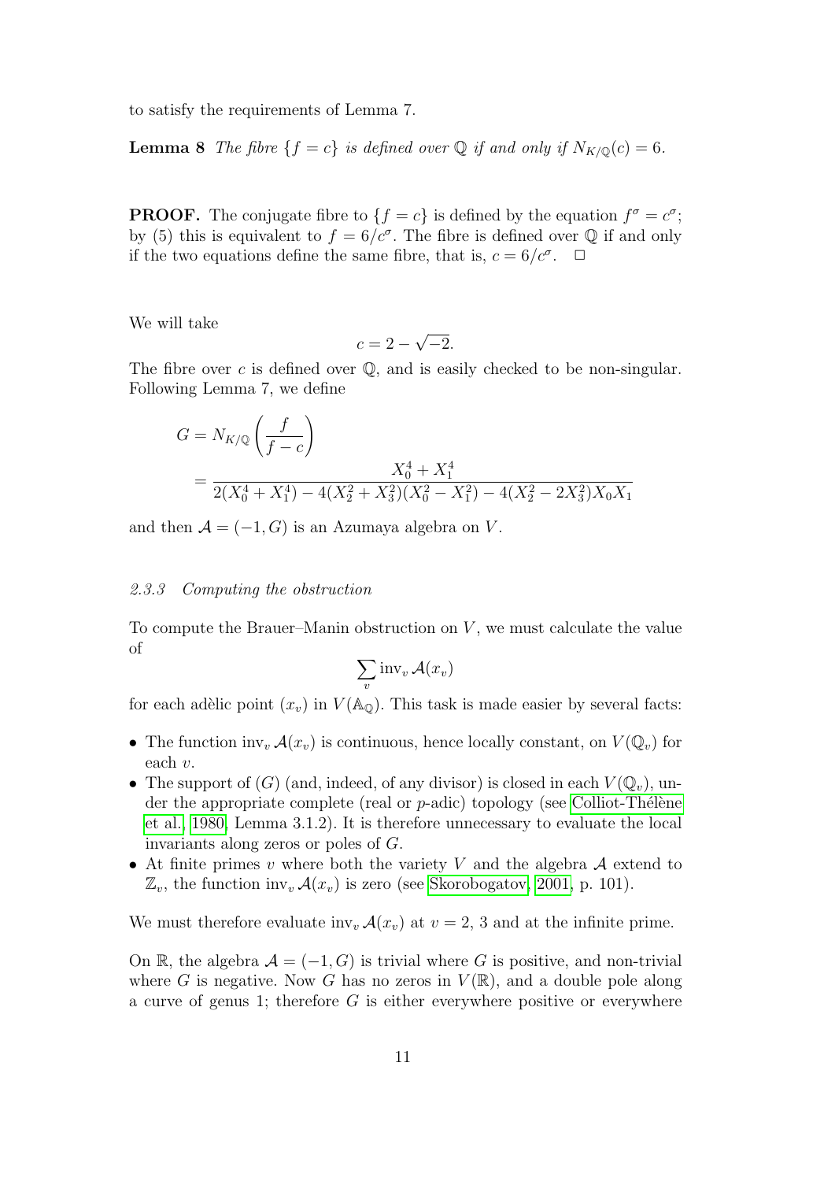to satisfy the requirements of Lemma 7.

**Lemma 8** *The fibre* $\{f = c\}$ *is defined over* $\mathbb{Q}$ *if and only if* $N_{K/\mathbb{Q}}(c) = 6$.

**PROOF.** The conjugate fibre to $\{f = c\}$ is defined by the equation $f^\sigma = c^\sigma$; by (5) this is equivalent to $f = 6/c^\sigma$. The fibre is defined over $\mathbb{Q}$ if and only if the two equations define the same fibre, that is, $c = 6/c^\sigma$. $\square$

We will take

$$c = 2 - \sqrt{-2}.$$

The fibre over $c$ is defined over $\mathbb{Q}$, and is easily checked to be non-singular. Following Lemma 7, we define

$$\begin{aligned} G &= N_{K/\mathbb{Q}}\left(\frac{f}{f-c}\right) \\ &= \frac{X_0^4 + X_1^4}{2(X_0^4 + X_1^4) - 4(X_2^2 + X_3^2)(X_0^2 - X_1^2) - 4(X_2^2 - 2X_3^2)X_0X_1} \end{aligned}$$

and then $\mathcal{A} = (-1, G)$ is an Azumaya algebra on $V$.

### 2.3.3 Computing the obstruction

To compute the Brauer–Manin obstruction on $V$, we must calculate the value of

$$\sum_v \operatorname{inv}_v \mathcal{A}(x_v)$$

for each adèlic point $(x_v)$ in $V(\mathbb{A}_\mathbb{Q})$. This task is made easier by several facts:

- The function $\operatorname{inv}_v \mathcal{A}(x_v)$ is continuous, hence locally constant, on $V(\mathbb{Q}_v)$ for each $v$.
- The support of $(G)$ (and, indeed, of any divisor) is closed in each $V(\mathbb{Q}_v)$, under the appropriate complete (real or $p$-adic) topology (see Colliot-Thélène et al. 1980, Lemma 3.1.2). It is therefore unnecessary to evaluate the local invariants along zeros or poles of $G$.
- At finite primes $v$ where both the variety $V$ and the algebra $\mathcal{A}$ extend to $\mathbb{Z}_v$, the function $\operatorname{inv}_v \mathcal{A}(x_v)$ is zero (see Skorobogatov, 2001, p. 101).

We must therefore evaluate $\operatorname{inv}_v \mathcal{A}(x_v)$ at $v = 2$, $3$ and at the infinite prime.

On $\mathbb{R}$, the algebra $\mathcal{A} = (-1, G)$ is trivial where $G$ is positive, and non-trivial where $G$ is negative. Now $G$ has no zeros in $V(\mathbb{R})$, and a double pole along a curve of genus 1; therefore $G$ is either everywhere positive or everywhere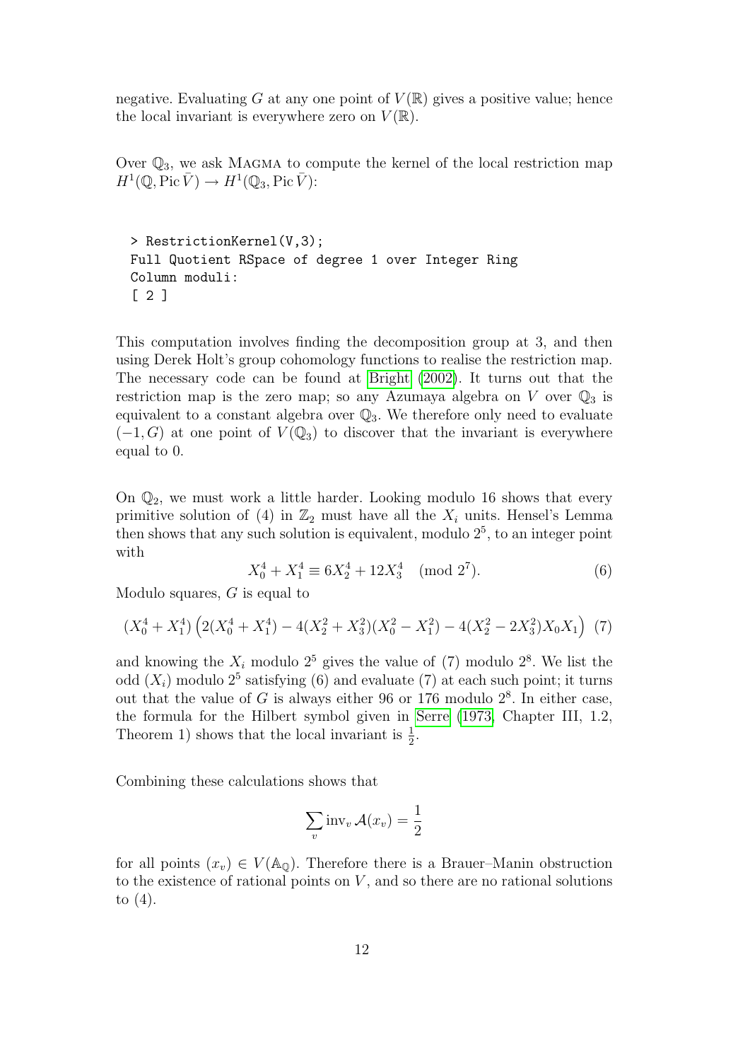negative. Evaluating $G$ at any one point of $V(\mathbb{R})$ gives a positive value; hence the local invariant is everywhere zero on $V(\mathbb{R})$.

Over $\mathbb{Q}_3$, we ask MAGMA to compute the kernel of the local restriction map $H^1(\mathbb{Q}, \operatorname{Pic} \bar{V}) \to H^1(\mathbb{Q}_3, \operatorname{Pic} \bar{V})$:

```
> RestrictionKernel(V,3);
Full Quotient RSpace of degree 1 over Integer Ring
Column moduli:
[ 2 ]
```

This computation involves finding the decomposition group at 3, and then using Derek Holt's group cohomology functions to realise the restriction map. The necessary code can be found at Bright (2002). It turns out that the restriction map is the zero map; so any Azumaya algebra on $V$ over $\mathbb{Q}_3$ is equivalent to a constant algebra over $\mathbb{Q}_3$. We therefore only need to evaluate $(-1, G)$ at one point of $V(\mathbb{Q}_3)$ to discover that the invariant is everywhere equal to 0.

On $\mathbb{Q}_2$, we must work a little harder. Looking modulo 16 shows that every primitive solution of (4) in $\mathbb{Z}_2$ must have all the $X_i$ units. Hensel's Lemma then shows that any such solution is equivalent, modulo $2^5$, to an integer point with

$$X_0^4 + X_1^4 \equiv 6X_2^4 + 12X_3^4 \pmod{2^7}. \tag{6}$$

Modulo squares, $G$ is equal to

$$(X_0^4 + X_1^4)\left(2(X_0^4 + X_1^4) - 4(X_2^2 + X_3^2)(X_0^2 - X_1^2) - 4(X_2^2 - 2X_3^2)X_0X_1\right) \tag{7}$$

and knowing the $X_i$ modulo $2^5$ gives the value of (7) modulo $2^8$. We list the odd $(X_i)$ modulo $2^5$ satisfying (6) and evaluate (7) at each such point; it turns out that the value of $G$ is always either 96 or 176 modulo $2^8$. In either case, the formula for the Hilbert symbol given in Serre (1973, Chapter III, 1.2, Theorem 1) shows that the local invariant is $\frac{1}{2}$.

Combining these calculations shows that

$$\sum_v \operatorname{inv}_v \mathcal{A}(x_v) = \frac{1}{2}$$

for all points $(x_v) \in V(\mathbb{A}_\mathbb{Q})$. Therefore there is a Brauer–Manin obstruction to the existence of rational points on $V$, and so there are no rational solutions to (4).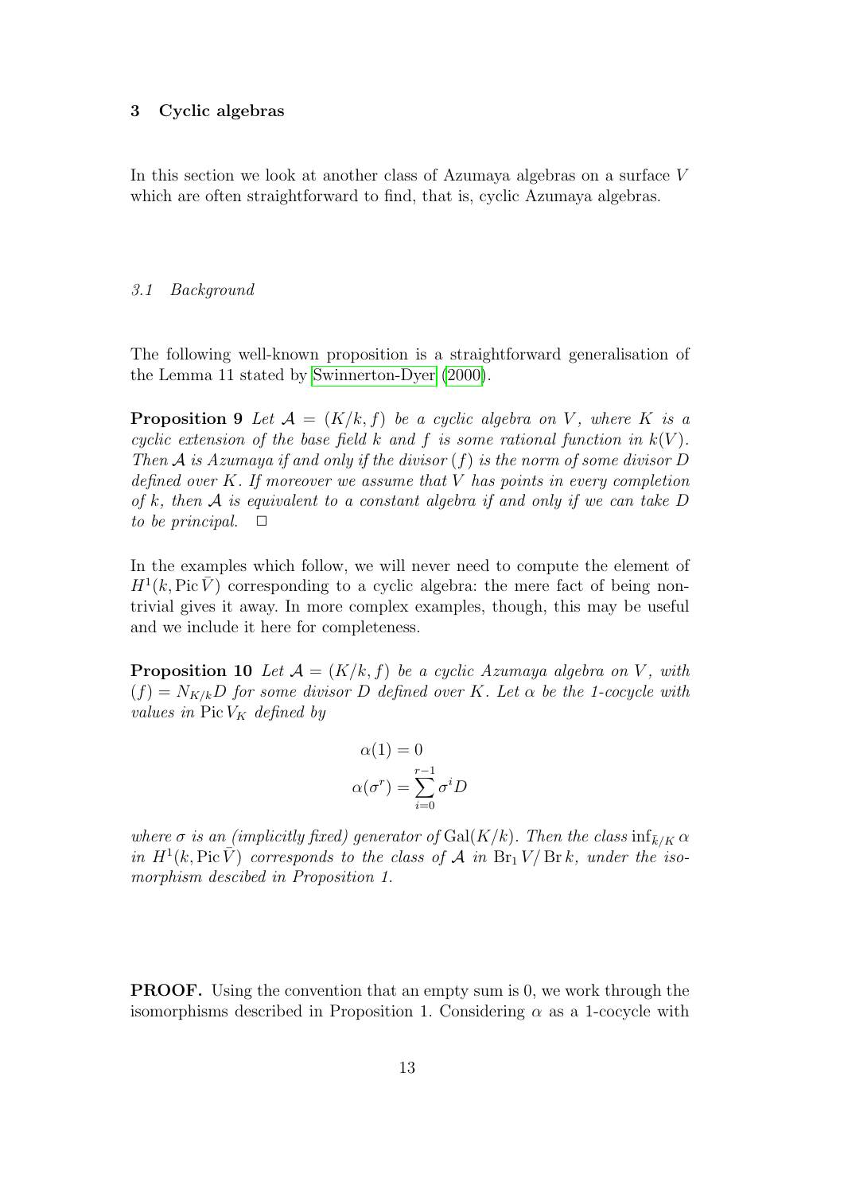## 3 Cyclic algebras

In this section we look at another class of Azumaya algebras on a surface $V$ which are often straightforward to find, that is, cyclic Azumaya algebras.

### *3.1 Background*

The following well-known proposition is a straightforward generalisation of the Lemma 11 stated by Swinnerton-Dyer (2000).

**Proposition 9** *Let $\mathcal{A} = (K/k, f)$ be a cyclic algebra on $V$, where $K$ is a cyclic extension of the base field $k$ and $f$ is some rational function in $k(V)$. Then $\mathcal{A}$ is Azumaya if and only if the divisor $(f)$ is the norm of some divisor $D$ defined over $K$. If moreover we assume that $V$ has points in every completion of $k$, then $\mathcal{A}$ is equivalent to a constant algebra if and only if we can take $D$ to be principal.* $\square$

In the examples which follow, we will never need to compute the element of $H^1(k, \operatorname{Pic} \bar{V})$ corresponding to a cyclic algebra: the mere fact of being non-trivial gives it away. In more complex examples, though, this may be useful and we include it here for completeness.

**Proposition 10** *Let $\mathcal{A} = (K/k, f)$ be a cyclic Azumaya algebra on $V$, with $(f) = N_{K/k}D$ for some divisor $D$ defined over $K$. Let $\alpha$ be the 1-cocycle with values in $\operatorname{Pic} V_K$ defined by*

$$\alpha(1) = 0$$
$$\alpha(\sigma^r) = \sum_{i=0}^{r-1} \sigma^i D$$

*where $\sigma$ is an (implicitly fixed) generator of $\operatorname{Gal}(K/k)$. Then the class $\inf_{\bar{k}/K} \alpha$ in $H^1(k, \operatorname{Pic} \bar{V})$ corresponds to the class of $\mathcal{A}$ in $\operatorname{Br}_1 V/\operatorname{Br} k$, under the isomorphism descibed in Proposition 1.*

**PROOF.** Using the convention that an empty sum is 0, we work through the isomorphisms described in Proposition 1. Considering $\alpha$ as a 1-cocycle with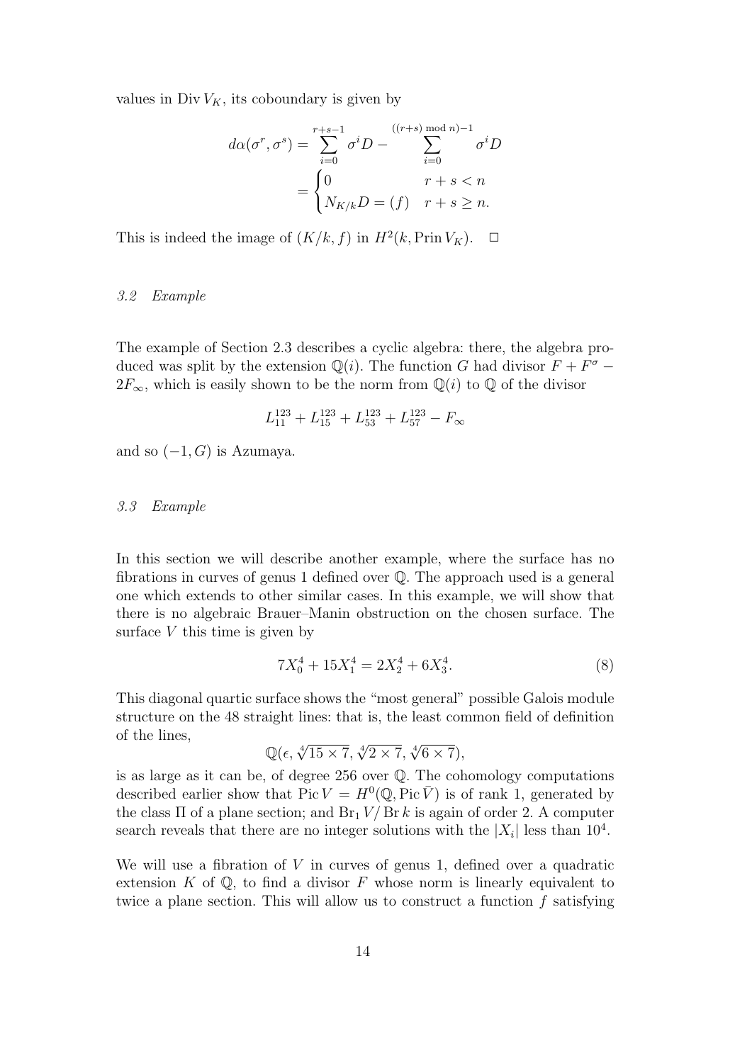values in $\operatorname{Div} V_K$, its coboundary is given by

$$
\begin{aligned}
d\alpha(\sigma^r, \sigma^s) &= \sum_{i=0}^{r+s-1} \sigma^i D - \sum_{i=0}^{((r+s) \bmod n)-1} \sigma^i D \\
&= \begin{cases} 0 & r+s < n \\ N_{K/k} D = (f) & r+s \geq n. \end{cases}
\end{aligned}
$$

This is indeed the image of $(K/k, f)$ in $H^2(k, \operatorname{Prin} V_K)$. $\square$

### *3.2 Example*

The example of Section 2.3 describes a cyclic algebra: there, the algebra produced was split by the extension $\mathbb{Q}(i)$. The function $G$ had divisor $F + F^\sigma - 2F_\infty$, which is easily shown to be the norm from $\mathbb{Q}(i)$ to $\mathbb{Q}$ of the divisor

$$
L_{11}^{123} + L_{15}^{123} + L_{53}^{123} + L_{57}^{123} - F_\infty
$$

and so $(-1, G)$ is Azumaya.

### *3.3 Example*

In this section we will describe another example, where the surface has no fibrations in curves of genus 1 defined over $\mathbb{Q}$. The approach used is a general one which extends to other similar cases. In this example, we will show that there is no algebraic Brauer–Manin obstruction on the chosen surface. The surface $V$ this time is given by

$$
7X_0^4 + 15X_1^4 = 2X_2^4 + 6X_3^4. \tag{8}
$$

This diagonal quartic surface shows the "most general" possible Galois module structure on the 48 straight lines: that is, the least common field of definition of the lines,

$$
\mathbb{Q}(\epsilon, \sqrt[4]{15 \times 7}, \sqrt[4]{2 \times 7}, \sqrt[4]{6 \times 7}),
$$

is as large as it can be, of degree 256 over $\mathbb{Q}$. The cohomology computations described earlier show that $\operatorname{Pic} V = H^0(\mathbb{Q}, \operatorname{Pic} \bar{V})$ is of rank 1, generated by the class $\Pi$ of a plane section; and $\operatorname{Br}_1 V / \operatorname{Br} k$ is again of order 2. A computer search reveals that there are no integer solutions with the $|X_i|$ less than $10^4$.

We will use a fibration of $V$ in curves of genus 1, defined over a quadratic extension $K$ of $\mathbb{Q}$, to find a divisor $F$ whose norm is linearly equivalent to twice a plane section. This will allow us to construct a function $f$ satisfying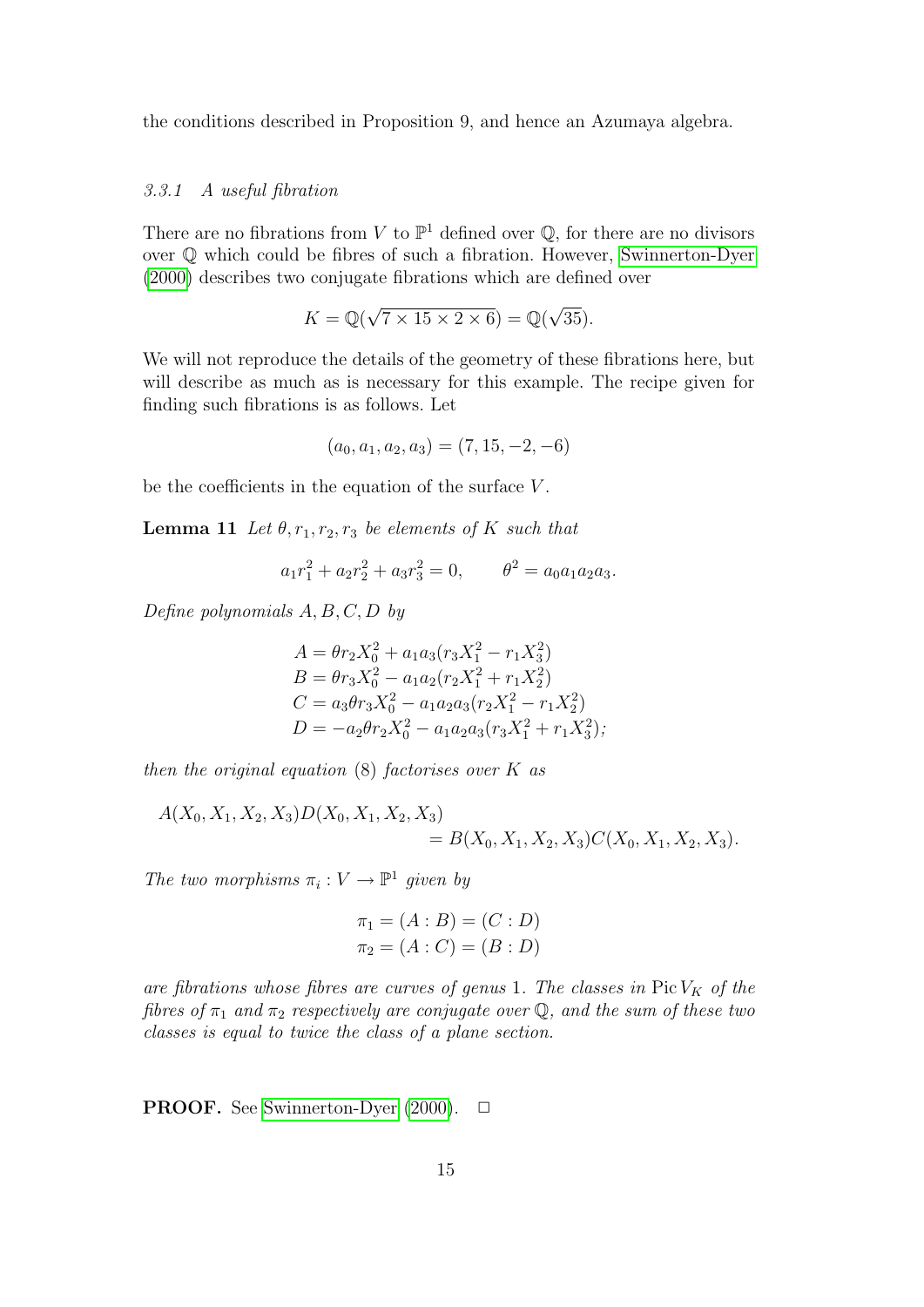the conditions described in Proposition 9, and hence an Azumaya algebra.

### *3.3.1 A useful fibration*

There are no fibrations from $V$ to $\mathbb{P}^1$ defined over $\mathbb{Q}$, for there are no divisors over $\mathbb{Q}$ which could be fibres of such a fibration. However, Swinnerton-Dyer (2000) describes two conjugate fibrations which are defined over

$$K = \mathbb{Q}(\sqrt{7 \times 15 \times 2 \times 6}) = \mathbb{Q}(\sqrt{35}).$$

We will not reproduce the details of the geometry of these fibrations here, but will describe as much as is necessary for this example. The recipe given for finding such fibrations is as follows. Let

$$(a_0, a_1, a_2, a_3) = (7, 15, -2, -6)$$

be the coefficients in the equation of the surface $V$.

**Lemma 11** *Let $\theta, r_1, r_2, r_3$ be elements of $K$ such that*

$$a_1 r_1^2 + a_2 r_2^2 + a_3 r_3^2 = 0, \qquad \theta^2 = a_0 a_1 a_2 a_3.$$

*Define polynomials $A, B, C, D$ by*

$$\begin{aligned}
A &= \theta r_2 X_0^2 + a_1 a_3 (r_3 X_1^2 - r_1 X_3^2) \\
B &= \theta r_3 X_0^2 - a_1 a_2 (r_2 X_1^2 + r_1 X_2^2) \\
C &= a_3 \theta r_3 X_0^2 - a_1 a_2 a_3 (r_2 X_1^2 - r_1 X_2^2) \\
D &= -a_2 \theta r_2 X_0^2 - a_1 a_2 a_3 (r_3 X_1^2 + r_1 X_3^2);
\end{aligned}$$

*then the original equation* (8) *factorises over $K$ as*

$$A(X_0, X_1, X_2, X_3) D(X_0, X_1, X_2, X_3) = B(X_0, X_1, X_2, X_3) C(X_0, X_1, X_2, X_3).$$

*The two morphisms $\pi_i : V \to \mathbb{P}^1$ given by*

$$\begin{aligned}
\pi_1 &= (A : B) = (C : D) \\
\pi_2 &= (A : C) = (B : D)
\end{aligned}$$

*are fibrations whose fibres are curves of genus* 1. *The classes in $\operatorname{Pic} V_K$ of the fibres of $\pi_1$ and $\pi_2$ respectively are conjugate over $\mathbb{Q}$, and the sum of these two classes is equal to twice the class of a plane section.*

**PROOF.** See Swinnerton-Dyer (2000). □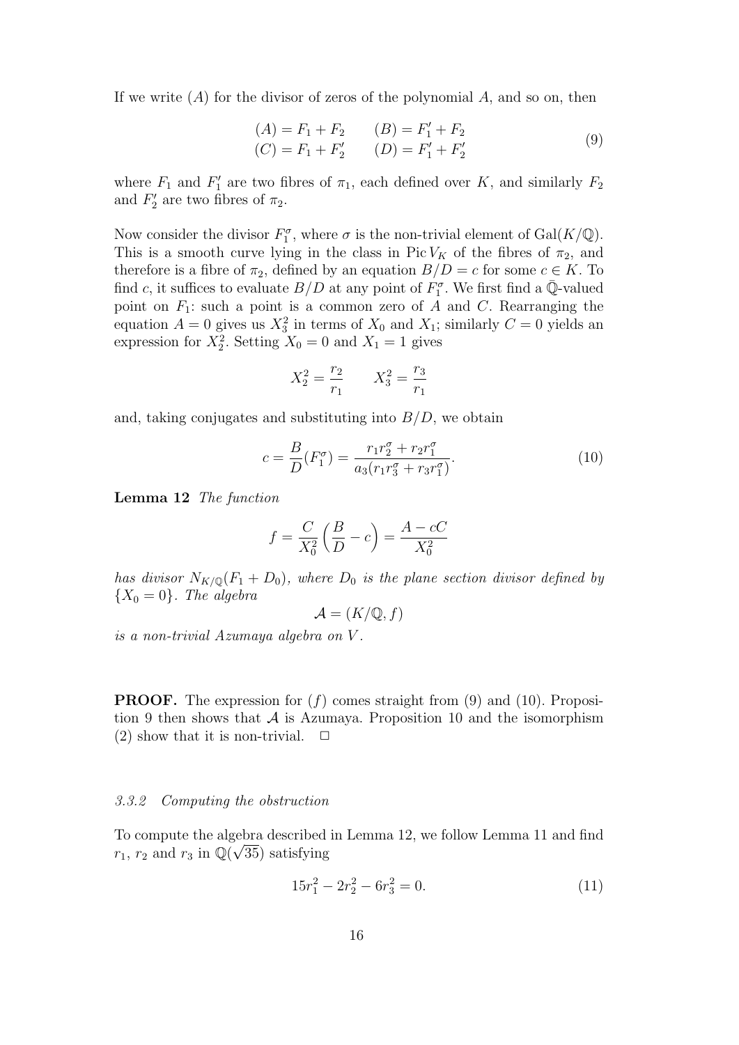If we write $(A)$ for the divisor of zeros of the polynomial $A$, and so on, then

$$
\begin{aligned}
(A) &= F_1 + F_2 \qquad (B) = F_1' + F_2 \\
(C) &= F_1 + F_2' \qquad (D) = F_1' + F_2'
\end{aligned}
\tag{9}
$$

where $F_1$ and $F_1'$ are two fibres of $\pi_1$, each defined over $K$, and similarly $F_2$ and $F_2'$ are two fibres of $\pi_2$.

Now consider the divisor $F_1^\sigma$, where $\sigma$ is the non-trivial element of $\mathrm{Gal}(K/\mathbb{Q})$. This is a smooth curve lying in the class in $\operatorname{Pic} V_K$ of the fibres of $\pi_2$, and therefore is a fibre of $\pi_2$, defined by an equation $B/D = c$ for some $c \in K$. To find $c$, it suffices to evaluate $B/D$ at any point of $F_1^\sigma$. We first find a $\bar{\mathbb{Q}}$-valued point on $F_1$: such a point is a common zero of $A$ and $C$. Rearranging the equation $A = 0$ gives us $X_3^2$ in terms of $X_0$ and $X_1$; similarly $C = 0$ yields an expression for $X_2^2$. Setting $X_0 = 0$ and $X_1 = 1$ gives

$$
X_2^2 = \frac{r_2}{r_1} \qquad X_3^2 = \frac{r_3}{r_1}
$$

and, taking conjugates and substituting into $B/D$, we obtain

$$
c = \frac{B}{D}(F_1^\sigma) = \frac{r_1 r_2^\sigma + r_2 r_1^\sigma}{a_3(r_1 r_3^\sigma + r_3 r_1^\sigma)}. \tag{10}
$$

**Lemma 12** *The function*

$$
f = \frac{C}{X_0^2}\left(\frac{B}{D} - c\right) = \frac{A - cC}{X_0^2}
$$

*has divisor $N_{K/\mathbb{Q}}(F_1 + D_0)$, where $D_0$ is the plane section divisor defined by $\{X_0 = 0\}$. The algebra*

$$
\mathcal{A} = (K/\mathbb{Q}, f)
$$

*is a non-trivial Azumaya algebra on $V$.*

**PROOF.** The expression for $(f)$ comes straight from (9) and (10). Proposition 9 then shows that $\mathcal{A}$ is Azumaya. Proposition 10 and the isomorphism (2) show that it is non-trivial. $\square$

### 3.3.2 Computing the obstruction

To compute the algebra described in Lemma 12, we follow Lemma 11 and find $r_1$, $r_2$ and $r_3$ in $\mathbb{Q}(\sqrt{35})$ satisfying

$$
15r_1^2 - 2r_2^2 - 6r_3^2 = 0. \tag{11}
$$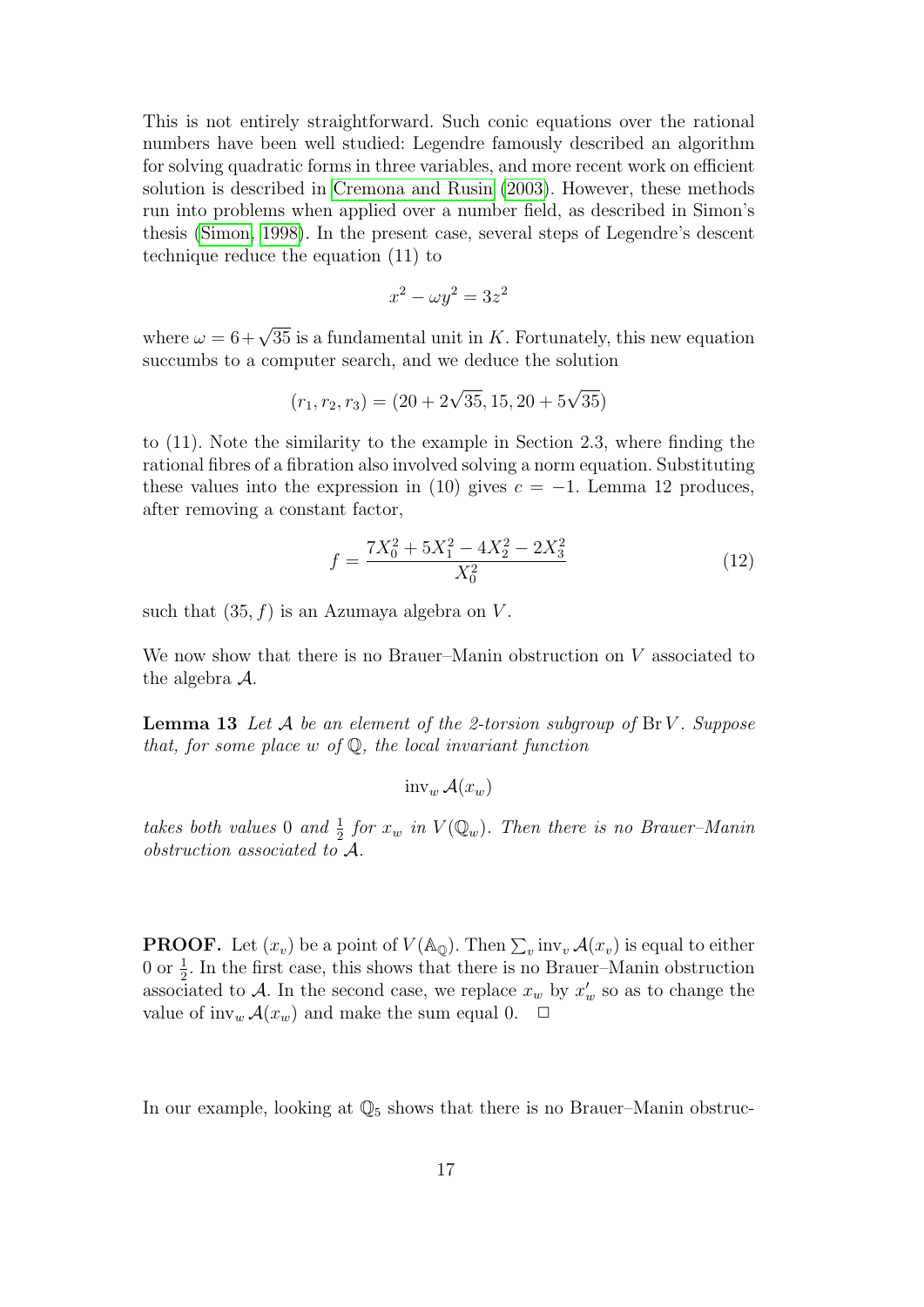This is not entirely straightforward. Such conic equations over the rational numbers have been well studied: Legendre famously described an algorithm for solving quadratic forms in three variables, and more recent work on efficient solution is described in Cremona and Rusin (2003). However, these methods run into problems when applied over a number field, as described in Simon's thesis (Simon, 1998). In the present case, several steps of Legendre's descent technique reduce the equation (11) to

$$x^2 - \omega y^2 = 3z^2$$

where $\omega = 6+\sqrt{35}$ is a fundamental unit in $K$. Fortunately, this new equation succumbs to a computer search, and we deduce the solution

$$(r_1, r_2, r_3) = (20 + 2\sqrt{35}, 15, 20 + 5\sqrt{35})$$

to (11). Note the similarity to the example in Section 2.3, where finding the rational fibres of a fibration also involved solving a norm equation. Substituting these values into the expression in (10) gives $c = -1$. Lemma 12 produces, after removing a constant factor,

$$f = \frac{7X_0^2 + 5X_1^2 - 4X_2^2 - 2X_3^2}{X_0^2} \tag{12}$$

such that $(35, f)$ is an Azumaya algebra on $V$.

We now show that there is no Brauer–Manin obstruction on $V$ associated to the algebra $\mathcal{A}$.

**Lemma 13** *Let $\mathcal{A}$ be an element of the 2-torsion subgroup of $\operatorname{Br} V$. Suppose that, for some place $w$ of $\mathbb{Q}$, the local invariant function*

$$\operatorname{inv}_w \mathcal{A}(x_w)$$

*takes both values 0 and $\frac{1}{2}$ for $x_w$ in $V(\mathbb{Q}_w)$. Then there is no Brauer–Manin obstruction associated to $\mathcal{A}$.*

**PROOF.** Let $(x_v)$ be a point of $V(\mathbb{A}_\mathbb{Q})$. Then $\sum_v \operatorname{inv}_v \mathcal{A}(x_v)$ is equal to either 0 or $\frac{1}{2}$. In the first case, this shows that there is no Brauer–Manin obstruction associated to $\mathcal{A}$. In the second case, we replace $x_w$ by $x'_w$ so as to change the value of $\operatorname{inv}_w \mathcal{A}(x_w)$ and make the sum equal 0. $\square$

In our example, looking at $\mathbb{Q}_5$ shows that there is no Brauer–Manin obstruc-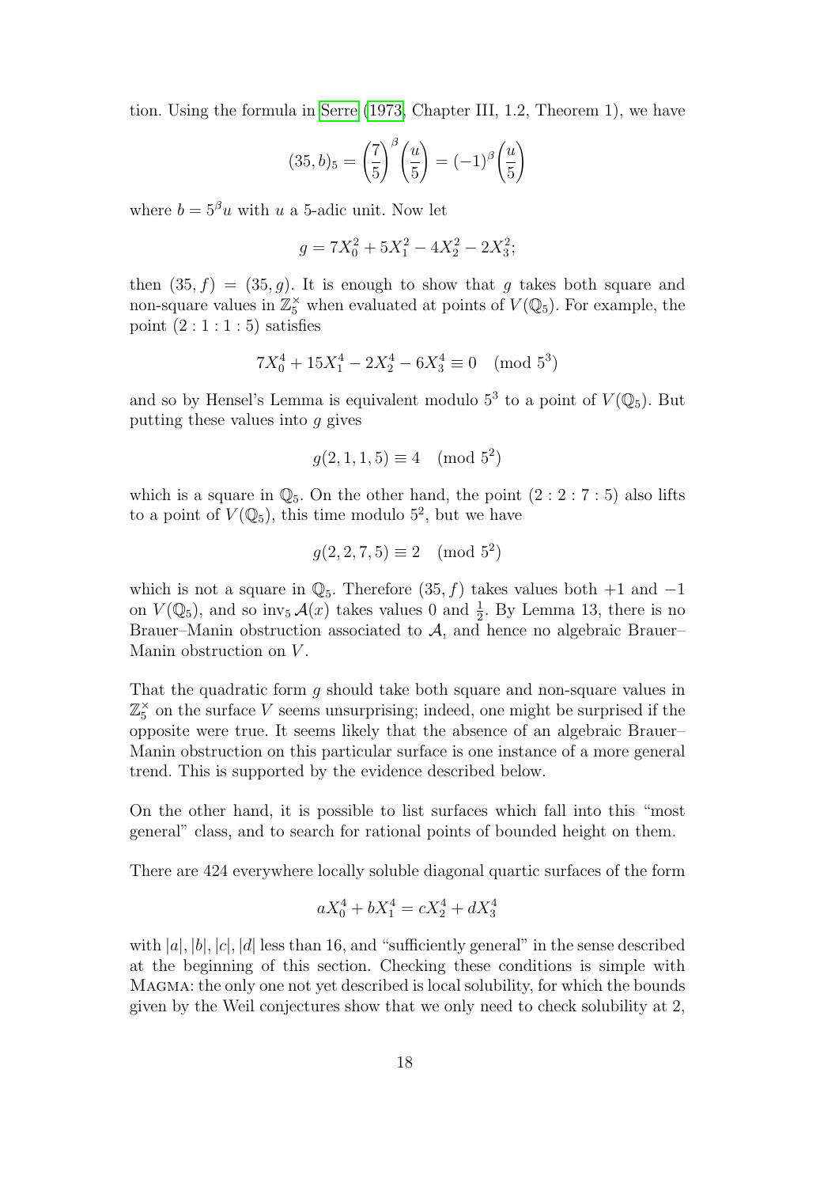tion. Using the formula in Serre (1973, Chapter III, 1.2, Theorem 1), we have

$$(35, b)_5 = \left(\frac{7}{5}\right)^\beta \left(\frac{u}{5}\right) = (-1)^\beta \left(\frac{u}{5}\right)$$

where $b = 5^\beta u$ with $u$ a 5-adic unit. Now let

$$g = 7X_0^2 + 5X_1^2 - 4X_2^2 - 2X_3^2;$$

then $(35, f) = (35, g)$. It is enough to show that $g$ takes both square and non-square values in $\mathbb{Z}_5^\times$ when evaluated at points of $V(\mathbb{Q}_5)$. For example, the point $(2 : 1 : 1 : 5)$ satisfies

$$7X_0^4 + 15X_1^4 - 2X_2^4 - 6X_3^4 \equiv 0 \pmod{5^3}$$

and so by Hensel's Lemma is equivalent modulo $5^3$ to a point of $V(\mathbb{Q}_5)$. But putting these values into $g$ gives

$$g(2, 1, 1, 5) \equiv 4 \pmod{5^2}$$

which is a square in $\mathbb{Q}_5$. On the other hand, the point $(2 : 2 : 7 : 5)$ also lifts to a point of $V(\mathbb{Q}_5)$, this time modulo $5^2$, but we have

$$g(2, 2, 7, 5) \equiv 2 \pmod{5^2}$$

which is not a square in $\mathbb{Q}_5$. Therefore $(35, f)$ takes values both $+1$ and $-1$ on $V(\mathbb{Q}_5)$, and so $\mathrm{inv}_5\, \mathcal{A}(x)$ takes values 0 and $\frac{1}{2}$. By Lemma 13, there is no Brauer–Manin obstruction associated to $\mathcal{A}$, and hence no algebraic Brauer–Manin obstruction on $V$.

That the quadratic form $g$ should take both square and non-square values in $\mathbb{Z}_5^\times$ on the surface $V$ seems unsurprising; indeed, one might be surprised if the opposite were true. It seems likely that the absence of an algebraic Brauer–Manin obstruction on this particular surface is one instance of a more general trend. This is supported by the evidence described below.

On the other hand, it is possible to list surfaces which fall into this "most general" class, and to search for rational points of bounded height on them.

There are 424 everywhere locally soluble diagonal quartic surfaces of the form

$$aX_0^4 + bX_1^4 = cX_2^4 + dX_3^4$$

with $|a|, |b|, |c|, |d|$ less than 16, and "sufficiently general" in the sense described at the beginning of this section. Checking these conditions is simple with Magma: the only one not yet described is local solubility, for which the bounds given by the Weil conjectures show that we only need to check solubility at 2,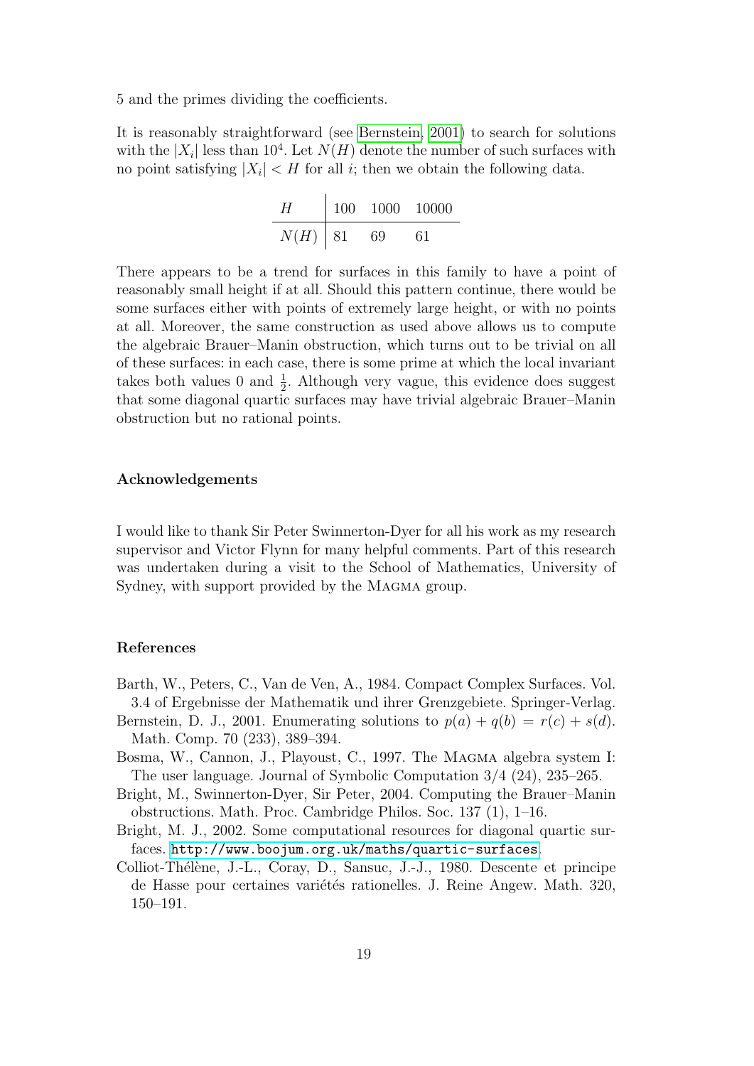5 and the primes dividing the coefficients.

It is reasonably straightforward (see Bernstein, 2001) to search for solutions with the $|X_i|$ less than $10^4$. Let $N(H)$ denote the number of such surfaces with no point satisfying $|X_i| < H$ for all $i$; then we obtain the following data.

| $H$ | 100 | 1000 | 10000 |
|---|---|---|---|
| $N(H)$ | 81 | 69 | 61 |

There appears to be a trend for surfaces in this family to have a point of reasonably small height if at all. Should this pattern continue, there would be some surfaces either with points of extremely large height, or with no points at all. Moreover, the same construction as used above allows us to compute the algebraic Brauer–Manin obstruction, which turns out to be trivial on all of these surfaces: in each case, there is some prime at which the local invariant takes both values 0 and $\frac{1}{2}$. Although very vague, this evidence does suggest that some diagonal quartic surfaces may have trivial algebraic Brauer–Manin obstruction but no rational points.

### Acknowledgements

I would like to thank Sir Peter Swinnerton-Dyer for all his work as my research supervisor and Victor Flynn for many helpful comments. Part of this research was undertaken during a visit to the School of Mathematics, University of Sydney, with support provided by the Magma group.

### References

Barth, W., Peters, C., Van de Ven, A., 1984. Compact Complex Surfaces. Vol. 3.4 of Ergebnisse der Mathematik und ihrer Grenzgebiete. Springer-Verlag.

Bernstein, D. J., 2001. Enumerating solutions to $p(a) + q(b) = r(c) + s(d)$. Math. Comp. 70 (233), 389–394.

Bosma, W., Cannon, J., Playoust, C., 1997. The Magma algebra system I: The user language. Journal of Symbolic Computation 3/4 (24), 235–265.

Bright, M., Swinnerton-Dyer, Sir Peter, 2004. Computing the Brauer–Manin obstructions. Math. Proc. Cambridge Philos. Soc. 137 (1), 1–16.

Bright, M. J., 2002. Some computational resources for diagonal quartic surfaces. http://www.boojum.org.uk/maths/quartic-surfaces.

Colliot-Thélène, J.-L., Coray, D., Sansuc, J.-J., 1980. Descente et principe de Hasse pour certaines variétés rationelles. J. Reine Angew. Math. 320, 150–191.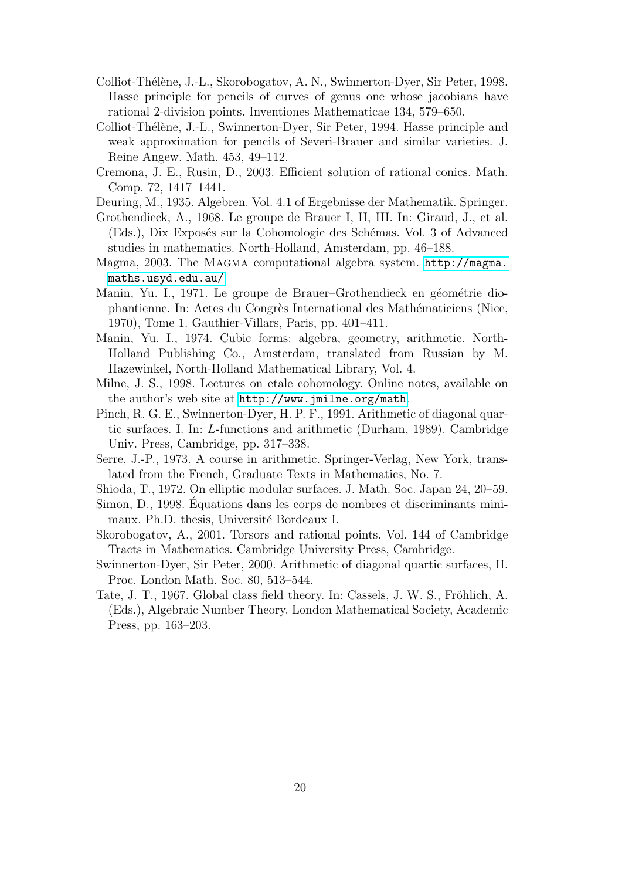Colliot-Thélène, J.-L., Skorobogatov, A. N., Swinnerton-Dyer, Sir Peter, 1998. Hasse principle for pencils of curves of genus one whose jacobians have rational 2-division points. Inventiones Mathematicae 134, 579–650.

Colliot-Thélène, J.-L., Swinnerton-Dyer, Sir Peter, 1994. Hasse principle and weak approximation for pencils of Severi-Brauer and similar varieties. J. Reine Angew. Math. 453, 49–112.

Cremona, J. E., Rusin, D., 2003. Efficient solution of rational conics. Math. Comp. 72, 1417–1441.

Deuring, M., 1935. Algebren. Vol. 4.1 of Ergebnisse der Mathematik. Springer.

Grothendieck, A., 1968. Le groupe de Brauer I, II, III. In: Giraud, J., et al. (Eds.), Dix Exposés sur la Cohomologie des Schémas. Vol. 3 of Advanced studies in mathematics. North-Holland, Amsterdam, pp. 46–188.

Magma, 2003. The Magma computational algebra system. http://magma.maths.usyd.edu.au/.

Manin, Yu. I., 1971. Le groupe de Brauer–Grothendieck en géométrie diophantienne. In: Actes du Congrès International des Mathématiciens (Nice, 1970), Tome 1. Gauthier-Villars, Paris, pp. 401–411.

Manin, Yu. I., 1974. Cubic forms: algebra, geometry, arithmetic. North-Holland Publishing Co., Amsterdam, translated from Russian by M. Hazewinkel, North-Holland Mathematical Library, Vol. 4.

Milne, J. S., 1998. Lectures on etale cohomology. Online notes, available on the author's web site at http://www.jmilne.org/math.

Pinch, R. G. E., Swinnerton-Dyer, H. P. F., 1991. Arithmetic of diagonal quartic surfaces. I. In: $L$-functions and arithmetic (Durham, 1989). Cambridge Univ. Press, Cambridge, pp. 317–338.

Serre, J.-P., 1973. A course in arithmetic. Springer-Verlag, New York, translated from the French, Graduate Texts in Mathematics, No. 7.

Shioda, T., 1972. On elliptic modular surfaces. J. Math. Soc. Japan 24, 20–59.

Simon, D., 1998. Équations dans les corps de nombres et discriminants minimaux. Ph.D. thesis, Université Bordeaux I.

Skorobogatov, A., 2001. Torsors and rational points. Vol. 144 of Cambridge Tracts in Mathematics. Cambridge University Press, Cambridge.

Swinnerton-Dyer, Sir Peter, 2000. Arithmetic of diagonal quartic surfaces, II. Proc. London Math. Soc. 80, 513–544.

Tate, J. T., 1967. Global class field theory. In: Cassels, J. W. S., Fröhlich, A. (Eds.), Algebraic Number Theory. London Mathematical Society, Academic Press, pp. 163–203.